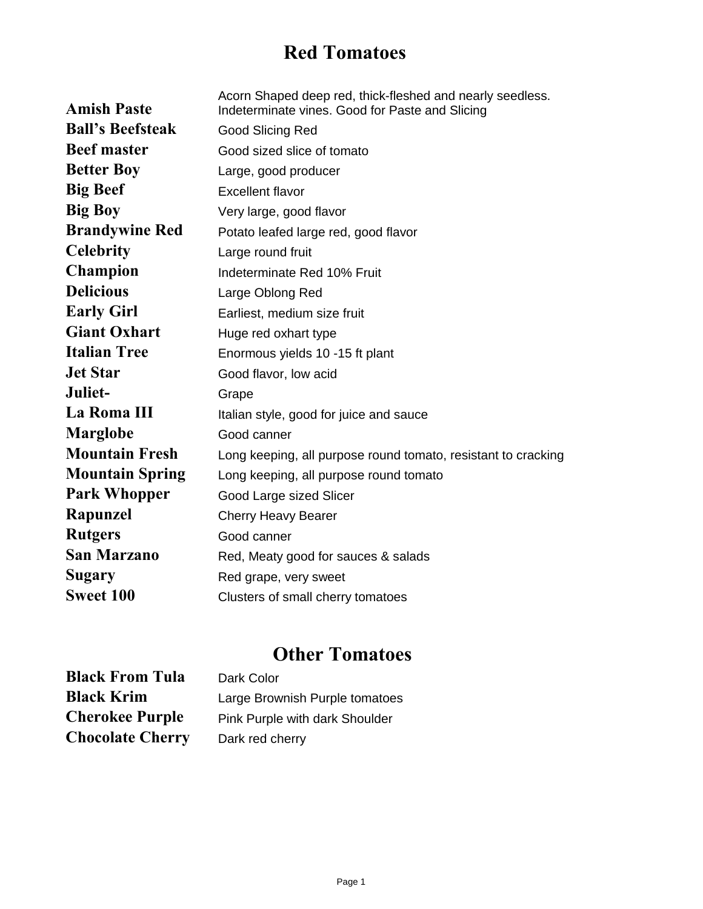# Red Tomatoes

| | |
|---|---|
| **Amish Paste** | Acorn Shaped deep red, thick-fleshed and nearly seedless. Indeterminate vines. Good for Paste and Slicing |
| **Ball's Beefsteak** | Good Slicing Red |
| **Beef master** | Good sized slice of tomato |
| **Better Boy** | Large, good producer |
| **Big Beef** | Excellent flavor |
| **Big Boy** | Very large, good flavor |
| **Brandywine Red** | Potato leafed large red, good flavor |
| **Celebrity** | Large round fruit |
| **Champion** | Indeterminate Red 10% Fruit |
| **Delicious** | Large Oblong Red |
| **Early Girl** | Earliest, medium size fruit |
| **Giant Oxhart** | Huge red oxhart type |
| **Italian Tree** | Enormous yields 10 -15 ft plant |
| **Jet Star** | Good flavor, low acid |
| **Juliet-** | Grape |
| **La Roma III** | Italian style, good for juice and sauce |
| **Marglobe** | Good canner |
| **Mountain Fresh** | Long keeping, all purpose round tomato, resistant to cracking |
| **Mountain Spring** | Long keeping, all purpose round tomato |
| **Park Whopper** | Good Large sized Slicer |
| **Rapunzel** | Cherry Heavy Bearer |
| **Rutgers** | Good canner |
| **San Marzano** | Red, Meaty good for sauces & salads |
| **Sugary** | Red grape, very sweet |
| **Sweet 100** | Clusters of small cherry tomatoes |

# Other Tomatoes

| | |
|---|---|
| **Black From Tula** | Dark Color |
| **Black Krim** | Large Brownish Purple tomatoes |
| **Cherokee Purple** | Pink Purple with dark Shoulder |
| **Chocolate Cherry** | Dark red cherry |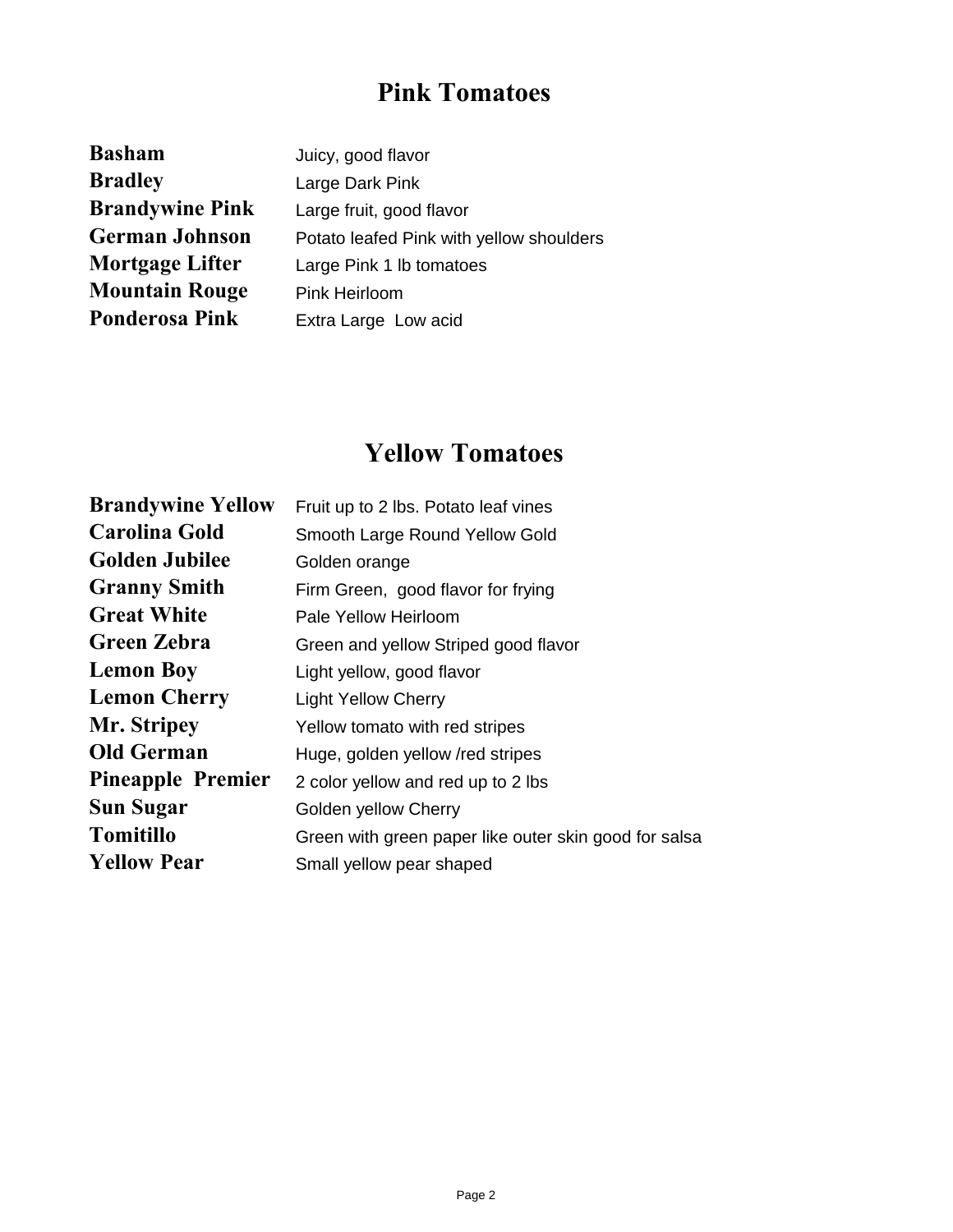## Pink Tomatoes

| | |
|---|---|
| **Basham** | Juicy, good flavor |
| **Bradley** | Large Dark Pink |
| **Brandywine Pink** | Large fruit, good flavor |
| **German Johnson** | Potato leafed Pink with yellow shoulders |
| **Mortgage Lifter** | Large Pink 1 lb tomatoes |
| **Mountain Rouge** | Pink Heirloom |
| **Ponderosa Pink** | Extra Large Low acid |

## Yellow Tomatoes

| | |
|---|---|
| **Brandywine Yellow** | Fruit up to 2 lbs. Potato leaf vines |
| **Carolina Gold** | Smooth Large Round Yellow Gold |
| **Golden Jubilee** | Golden orange |
| **Granny Smith** | Firm Green, good flavor for frying |
| **Great White** | Pale Yellow Heirloom |
| **Green Zebra** | Green and yellow Striped good flavor |
| **Lemon Boy** | Light yellow, good flavor |
| **Lemon Cherry** | Light Yellow Cherry |
| **Mr. Stripey** | Yellow tomato with red stripes |
| **Old German** | Huge, golden yellow /red stripes |
| **Pineapple Premier** | 2 color yellow and red up to 2 lbs |
| **Sun Sugar** | Golden yellow Cherry |
| **Tomitillo** | Green with green paper like outer skin good for salsa |
| **Yellow Pear** | Small yellow pear shaped |